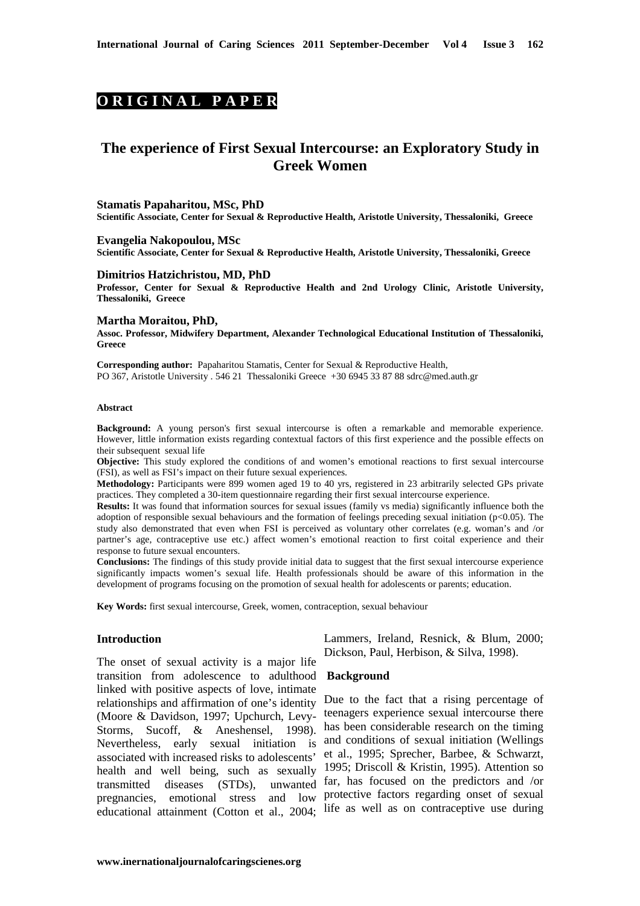**ORIGINAL PAPER**

# The experience of First Sexual Intercourse: an Exploratory Study in Greek Women

**Stamatis Papaharitou, MSc, PhD**
**Scientific Associate, Center for Sexual & Reproductive Health, Aristotle University, Thessaloniki, Greece**

**Evangelia Nakopoulou, MSc**
**Scientific Associate, Center for Sexual & Reproductive Health, Aristotle University, Thessaloniki, Greece**

**Dimitrios Hatzichristou, MD, PhD**
**Professor, Center for Sexual & Reproductive Health and 2nd Urology Clinic, Aristotle University, Thessaloniki, Greece**

**Martha Moraitou, PhD,**
**Assoc. Professor, Midwifery Department, Alexander Technological Educational Institution of Thessaloniki, Greece**

**Corresponding author:** Papaharitou Stamatis, Center for Sexual & Reproductive Health, PO 367, Aristotle University . 546 21 Thessaloniki Greece +30 6945 33 87 88 sdrc@med.auth.gr

#### Abstract

**Background:** A young person's first sexual intercourse is often a remarkable and memorable experience. However, little information exists regarding contextual factors of this first experience and the possible effects on their subsequent sexual life

**Objective:** This study explored the conditions of and women's emotional reactions to first sexual intercourse (FSI), as well as FSI's impact on their future sexual experiences.

**Methodology:** Participants were 899 women aged 19 to 40 yrs, registered in 23 arbitrarily selected GPs private practices. They completed a 30-item questionnaire regarding their first sexual intercourse experience.

**Results:** It was found that information sources for sexual issues (family vs media) significantly influence both the adoption of responsible sexual behaviours and the formation of feelings preceding sexual initiation ($p<0.05$). The study also demonstrated that even when FSI is perceived as voluntary other correlates (e.g. woman's and /or partner's age, contraceptive use etc.) affect women's emotional reaction to first coital experience and their response to future sexual encounters.

**Conclusions:** The findings of this study provide initial data to suggest that the first sexual intercourse experience significantly impacts women's sexual life. Health professionals should be aware of this information in the development of programs focusing on the promotion of sexual health for adolescents or parents; education.

**Key Words:** first sexual intercourse, Greek, women, contraception, sexual behaviour

## Introduction

The onset of sexual activity is a major life transition from adolescence to adulthood linked with positive aspects of love, intimate relationships and affirmation of one's identity (Moore & Davidson, 1997; Upchurch, Levy-Storms, Sucoff, & Aneshensel, 1998). Nevertheless, early sexual initiation is associated with increased risks to adolescents' health and well being, such as sexually transmitted diseases (STDs), unwanted pregnancies, emotional stress and low educational attainment (Cotton et al., 2004; Lammers, Ireland, Resnick, & Blum, 2000; Dickson, Paul, Herbison, & Silva, 1998).

## Background

Due to the fact that a rising percentage of teenagers experience sexual intercourse there has been considerable research on the timing and conditions of sexual initiation (Wellings et al., 1995; Sprecher, Barbee, & Schwartz, 1995; Driscoll & Kristin, 1995). Attention so far, has focused on the predictors and /or protective factors regarding onset of sexual life as well as on contraceptive use during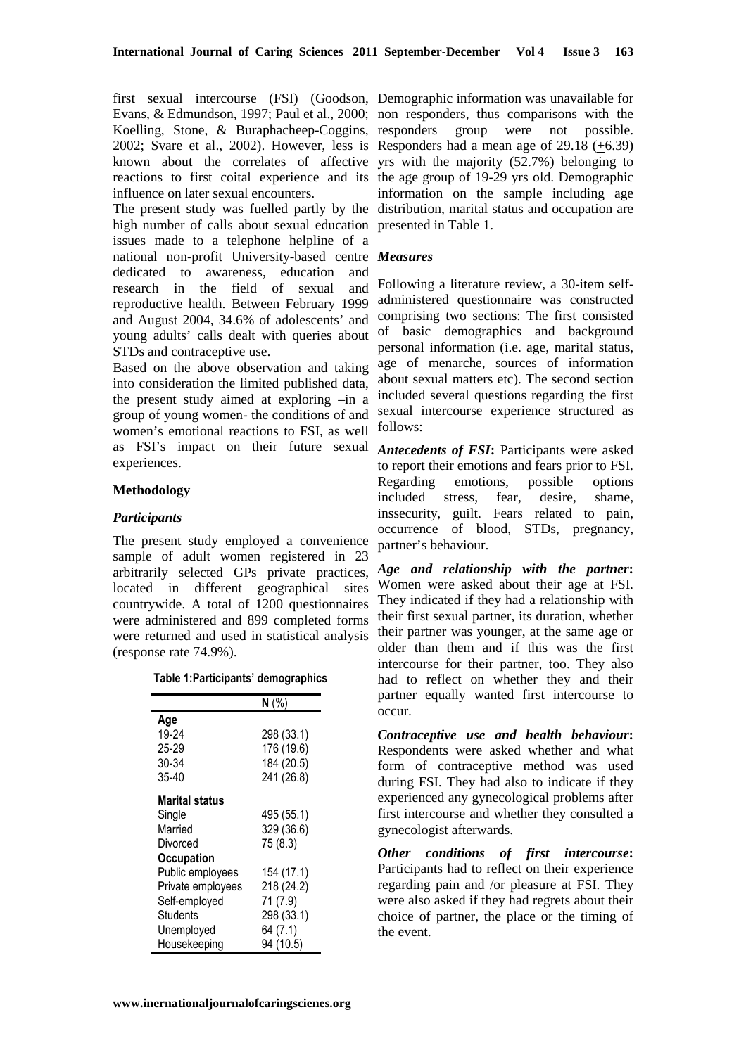first sexual intercourse (FSI) (Goodson, Evans, & Edmundson, 1997; Paul et al., 2000; Koelling, Stone, & Buraphacheep-Coggins, 2002; Svare et al., 2002). However, less is known about the correlates of affective reactions to first coital experience and its influence on later sexual encounters.

The present study was fuelled partly by the high number of calls about sexual education issues made to a telephone helpline of a national non-profit University-based centre dedicated to awareness, education and research in the field of sexual and reproductive health. Between February 1999 and August 2004, 34.6% of adolescents' and young adults' calls dealt with queries about STDs and contraceptive use.

Based on the above observation and taking into consideration the limited published data, the present study aimed at exploring –in a group of young women- the conditions of and women's emotional reactions to FSI, as well as FSI's impact on their future sexual experiences.

## Methodology

### *Participants*

The present study employed a convenience sample of adult women registered in 23 arbitrarily selected GPs private practices, located in different geographical sites countrywide. A total of 1200 questionnaires were administered and 899 completed forms were returned and used in statistical analysis (response rate 74.9%).

**Table 1:Participants' demographics**

| | **N** (%) |
|---|---|
| **Age** | |
| 19-24 | 298 (33.1) |
| 25-29 | 176 (19.6) |
| 30-34 | 184 (20.5) |
| 35-40 | 241 (26.8) |
| **Marital status** | |
| Single | 495 (55.1) |
| Married | 329 (36.6) |
| Divorced | 75 (8.3) |
| **Occupation** | |
| Public employees | 154 (17.1) |
| Private employees | 218 (24.2) |
| Self-employed | 71 (7.9) |
| Students | 298 (33.1) |
| Unemployed | 64 (7.1) |
| Housekeeping | 94 (10.5) |

Demographic information was unavailable for non responders, thus comparisons with the responders group were not possible. Responders had a mean age of 29.18 ($\pm$6.39) yrs with the majority (52.7%) belonging to the age group of 19-29 yrs old. Demographic information on the sample including age distribution, marital status and occupation are presented in Table 1.

### *Measures*

Following a literature review, a 30-item self-administered questionnaire was constructed comprising two sections: The first consisted of basic demographics and background personal information (i.e. age, marital status, age of menarche, sources of information about sexual matters etc). The second section included several questions regarding the first sexual intercourse experience structured as follows:

***Antecedents of FSI*:** Participants were asked to report their emotions and fears prior to FSI. Regarding emotions, possible options included stress, fear, desire, shame, inssecurity, guilt. Fears related to pain, occurrence of blood, STDs, pregnancy, partner's behaviour.

***Age and relationship with the partner*:** Women were asked about their age at FSI. They indicated if they had a relationship with their first sexual partner, its duration, whether their partner was younger, at the same age or older than them and if this was the first intercourse for their partner, too. They also had to reflect on whether they and their partner equally wanted first intercourse to occur.

***Contraceptive use and health behaviour*:** Respondents were asked whether and what form of contraceptive method was used during FSI. They had also to indicate if they experienced any gynecological problems after first intercourse and whether they consulted a gynecologist afterwards.

***Other conditions of first intercourse*:** Participants had to reflect on their experience regarding pain and /or pleasure at FSI. They were also asked if they had regrets about their choice of partner, the place or the timing of the event.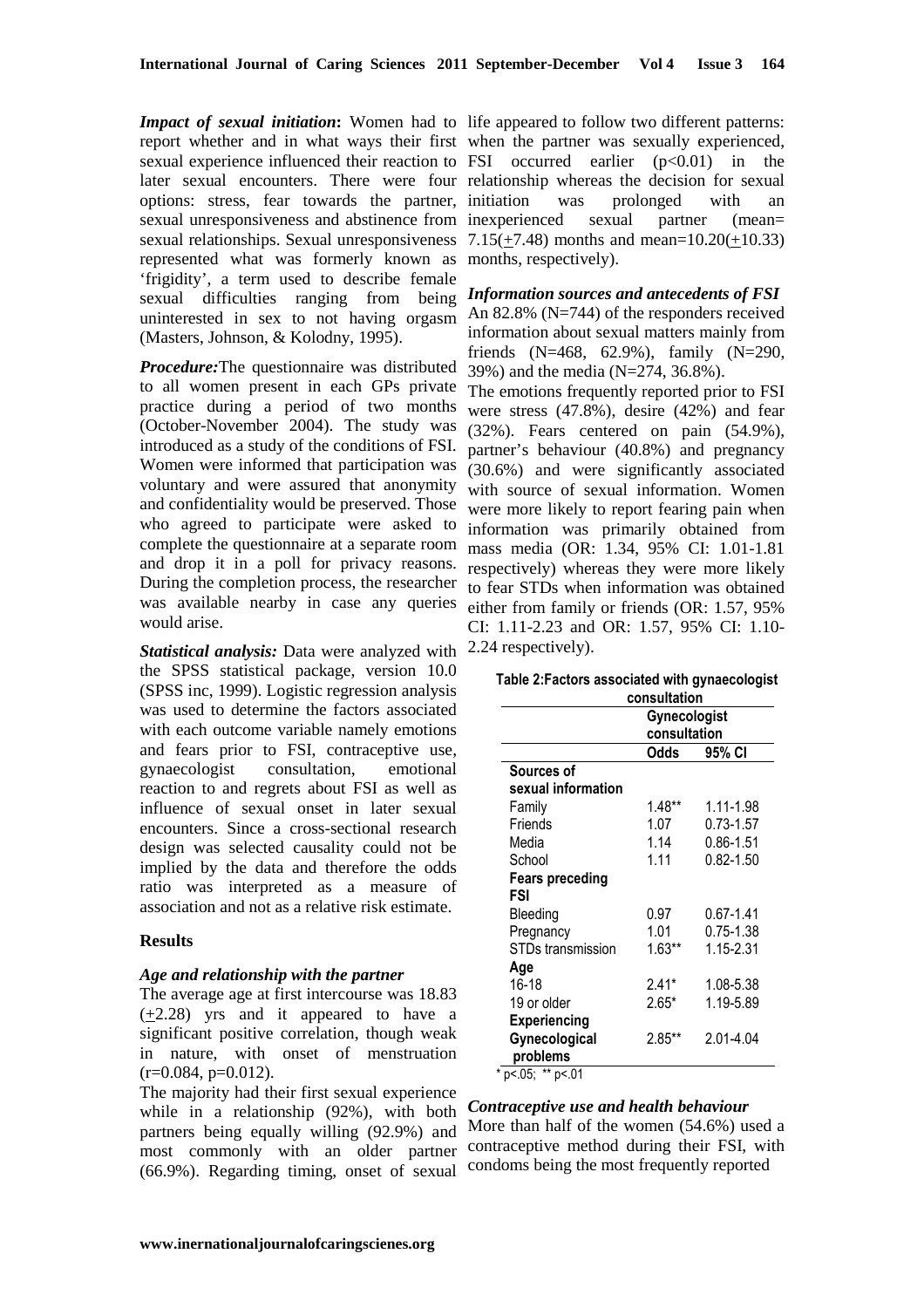***Impact of sexual initiation*:** Women had to report whether and in what ways their first sexual experience influenced their reaction to later sexual encounters. There were four options: stress, fear towards the partner, sexual unresponsiveness and abstinence from sexual relationships. Sexual unresponsiveness represented what was formerly known as 'frigidity', a term used to describe female sexual difficulties ranging from being uninterested in sex to not having orgasm (Masters, Johnson, & Kolodny, 1995).

***Procedure:*** The questionnaire was distributed to all women present in each GPs private practice during a period of two months (October-November 2004). The study was introduced as a study of the conditions of FSI. Women were informed that participation was voluntary and were assured that anonymity and confidentiality would be preserved. Those who agreed to participate were asked to complete the questionnaire at a separate room and drop it in a poll for privacy reasons. During the completion process, the researcher was available nearby in case any queries would arise.

***Statistical analysis:*** Data were analyzed with the SPSS statistical package, version 10.0 (SPSS inc, 1999). Logistic regression analysis was used to determine the factors associated with each outcome variable namely emotions and fears prior to FSI, contraceptive use, gynaecologist consultation, emotional reaction to and regrets about FSI as well as influence of sexual onset in later sexual encounters. Since a cross-sectional research design was selected causality could not be implied by the data and therefore the odds ratio was interpreted as a measure of association and not as a relative risk estimate.

## Results

### *Age and relationship with the partner*

The average age at first intercourse was 18.83 (±2.28) yrs and it appeared to have a significant positive correlation, though weak in nature, with onset of menstruation ($r=0.084$, $p=0.012$).

The majority had their first sexual experience while in a relationship (92%), with both partners being equally willing (92.9%) and most commonly with an older partner (66.9%). Regarding timing, onset of sexual life appeared to follow two different patterns: when the partner was sexually experienced, FSI occurred earlier ($p<0.01$) in the relationship whereas the decision for sexual initiation was prolonged with an inexperienced sexual partner (mean= 7.15(±7.48) months and mean=10.20(±10.33) months, respectively).

### *Information sources and antecedents of FSI*

An 82.8% (N=744) of the responders received information about sexual matters mainly from friends (N=468, 62.9%), family (N=290, 39%) and the media (N=274, 36.8%).

The emotions frequently reported prior to FSI were stress (47.8%), desire (42%) and fear (32%). Fears centered on pain (54.9%), partner's behaviour (40.8%) and pregnancy (30.6%) and were significantly associated with source of sexual information. Women were more likely to report fearing pain when information was primarily obtained from mass media (OR: 1.34, 95% CI: 1.01-1.81 respectively) whereas they were more likely to fear STDs when information was obtained either from family or friends (OR: 1.57, 95% CI: 1.11-2.23 and OR: 1.57, 95% CI: 1.10-2.24 respectively).

**Table 2: Factors associated with gynaecologist consultation**

| | Gynecologist consultation | |
|---|---|---|
| | **Odds** | **95% CI** |
| **Sources of sexual information** | | |
| Family | 1.48** | 1.11-1.98 |
| Friends | 1.07 | 0.73-1.57 |
| Media | 1.14 | 0.86-1.51 |
| School | 1.11 | 0.82-1.50 |
| **Fears preceding FSI** | | |
| Bleeding | 0.97 | 0.67-1.41 |
| Pregnancy | 1.01 | 0.75-1.38 |
| STDs transmission | 1.63** | 1.15-2.31 |
| **Age** | | |
| 16-18 | 2.41* | 1.08-5.38 |
| 19 or older | 2.65* | 1.19-5.89 |
| **Experiencing Gynecological problems** | 2.85** | 2.01-4.04 |

\* $p<.05$; ** $p<.01$

### *Contraceptive use and health behaviour*

More than half of the women (54.6%) used a contraceptive method during their FSI, with condoms being the most frequently reported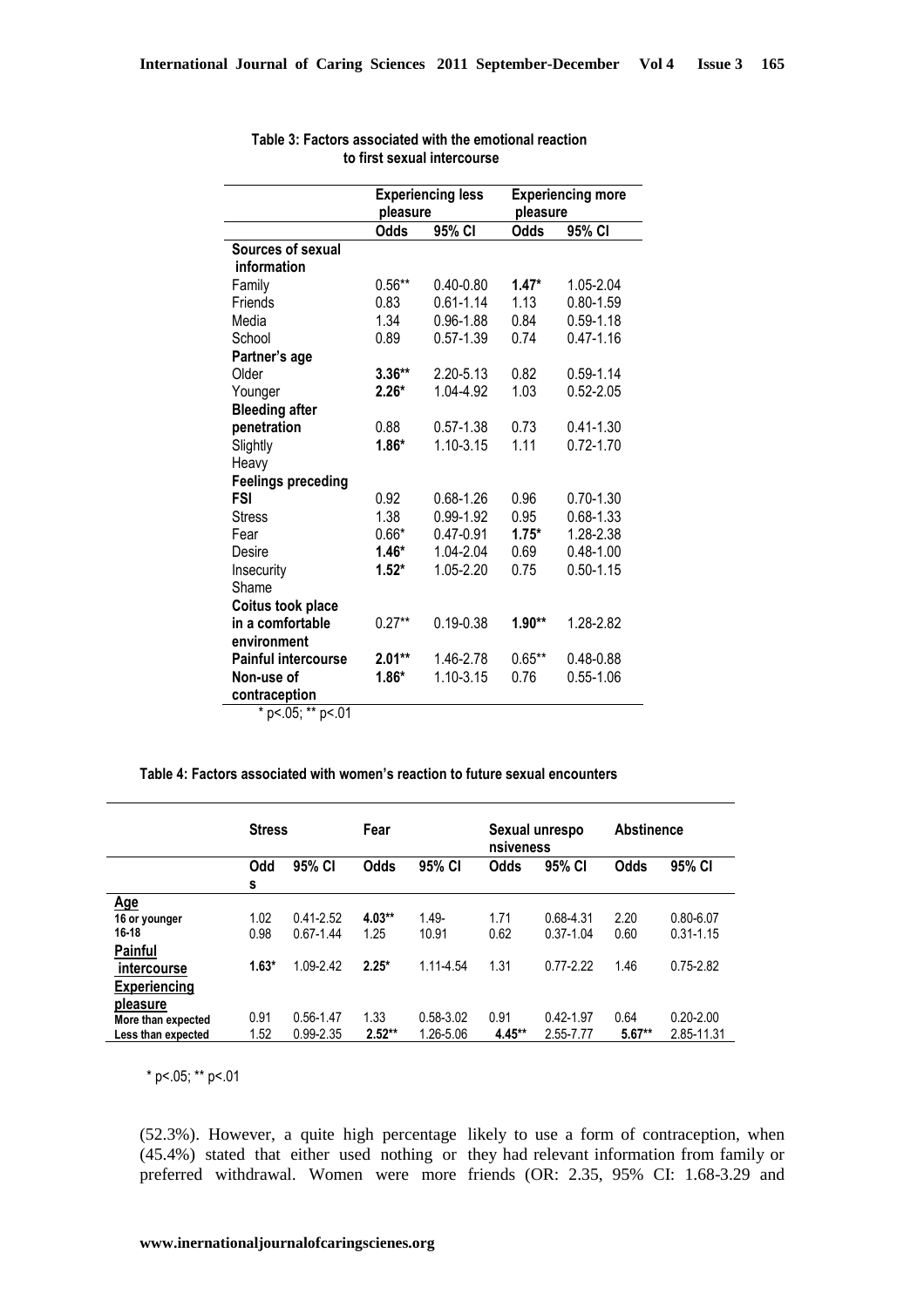**Table 3: Factors associated with the emotional reaction to first sexual intercourse**

| | Experiencing less pleasure | | Experiencing more pleasure | |
|---|---|---|---|---|
| | Odds | 95% CI | Odds | 95% CI |
| **Sources of sexual information** | | | | |
| Family | 0.56** | 0.40-0.80 | **1.47*** | 1.05-2.04 |
| Friends | 0.83 | 0.61-1.14 | 1.13 | 0.80-1.59 |
| Media | 1.34 | 0.96-1.88 | 0.84 | 0.59-1.18 |
| School | 0.89 | 0.57-1.39 | 0.74 | 0.47-1.16 |
| **Partner's age** | | | | |
| Older | **3.36**** | 2.20-5.13 | 0.82 | 0.59-1.14 |
| Younger | **2.26*** | 1.04-4.92 | 1.03 | 0.52-2.05 |
| **Bleeding after penetration** | 0.88 | 0.57-1.38 | 0.73 | 0.41-1.30 |
| Slightly | **1.86*** | 1.10-3.15 | 1.11 | 0.72-1.70 |
| Heavy | | | | |
| **Feelings preceding FSI** | 0.92 | 0.68-1.26 | 0.96 | 0.70-1.30 |
| Stress | 1.38 | 0.99-1.92 | 0.95 | 0.68-1.33 |
| Fear | 0.66* | 0.47-0.91 | **1.75*** | 1.28-2.38 |
| Desire | **1.46*** | 1.04-2.04 | 0.69 | 0.48-1.00 |
| Insecurity | **1.52*** | 1.05-2.20 | 0.75 | 0.50-1.15 |
| Shame | | | | |
| **Coitus took place in a comfortable environment** | 0.27** | 0.19-0.38 | **1.90**** | 1.28-2.82 |
| **Painful intercourse** | **2.01**** | 1.46-2.78 | 0.65** | 0.48-0.88 |
| **Non-use of contraception** | **1.86*** | 1.10-3.15 | 0.76 | 0.55-1.06 |

\* p<.05; ** p<.01

**Table 4: Factors associated with women's reaction to future sexual encounters**

| | Stress | | Fear | | Sexual unresponsiveness | | Abstinence | |
|---|---|---|---|---|---|---|---|---|
| | Odds | 95% CI | Odds | 95% CI | Odds | 95% CI | Odds | 95% CI |
| **Age** | | | | | | | | |
| 16 or younger | 1.02 | 0.41-2.52 | **4.03**** | 1.49-10.91 | 1.71 | 0.68-4.31 | 2.20 | 0.80-6.07 |
| 16-18 | 0.98 | 0.67-1.44 | 1.25 | | 0.62 | 0.37-1.04 | 0.60 | 0.31-1.15 |
| **Painful intercourse** | **1.63*** | 1.09-2.42 | **2.25*** | 1.11-4.54 | 1.31 | 0.77-2.22 | 1.46 | 0.75-2.82 |
| **Experiencing pleasure** | | | | | | | | |
| More than expected | 0.91 | 0.56-1.47 | 1.33 | 0.58-3.02 | 0.91 | 0.42-1.97 | 0.64 | 0.20-2.00 |
| Less than expected | 1.52 | 0.99-2.35 | **2.52**** | 1.26-5.06 | **4.45**** | 2.55-7.77 | **5.67**** | 2.85-11.31 |

\* p<.05; ** p<.01

(52.3%). However, a quite high percentage (45.4%) stated that either used nothing or preferred withdrawal. Women were more likely to use a form of contraception, when they had relevant information from family or friends (OR: 2.35, 95% CI: 1.68-3.29 and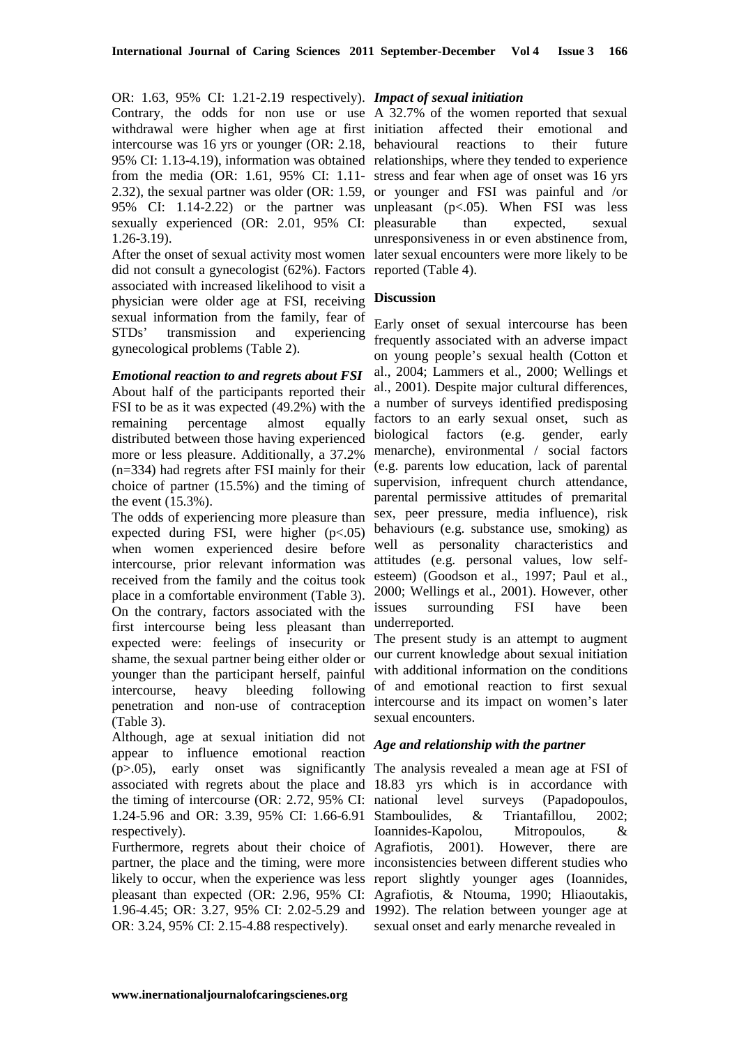OR: 1.63, 95% CI: 1.21-2.19 respectively). Contrary, the odds for non use or use withdrawal were higher when age at first intercourse was 16 yrs or younger (OR: 2.18, 95% CI: 1.13-4.19), information was obtained from the media (OR: 1.61, 95% CI: 1.11-2.32), the sexual partner was older (OR: 1.59, 95% CI: 1.14-2.22) or the partner was sexually experienced (OR: 2.01, 95% CI: 1.26-3.19).

After the onset of sexual activity most women did not consult a gynecologist (62%). Factors associated with increased likelihood to visit a physician were older age at FSI, receiving sexual information from the family, fear of STDs' transmission and experiencing gynecological problems (Table 2).

### *Emotional reaction to and regrets about FSI*

About half of the participants reported their FSI to be as it was expected (49.2%) with the remaining percentage almost equally distributed between those having experienced more or less pleasure. Additionally, a 37.2% (n=334) had regrets after FSI mainly for their choice of partner (15.5%) and the timing of the event (15.3%).

The odds of experiencing more pleasure than expected during FSI, were higher ($p<.05$) when women experienced desire before intercourse, prior relevant information was received from the family and the coitus took place in a comfortable environment (Table 3). On the contrary, factors associated with the first intercourse being less pleasant than expected were: feelings of insecurity or shame, the sexual partner being either older or younger than the participant herself, painful intercourse, heavy bleeding following penetration and non-use of contraception (Table 3).

Although, age at sexual initiation did not appear to influence emotional reaction ($p>.05$), early onset was significantly associated with regrets about the place and the timing of intercourse (OR: 2.72, 95% CI: 1.24-5.96 and OR: 3.39, 95% CI: 1.66-6.91 respectively).

Furthermore, regrets about their choice of partner, the place and the timing, were more likely to occur, when the experience was less pleasant than expected (OR: 2.96, 95% CI: 1.96-4.45; OR: 3.27, 95% CI: 2.02-5.29 and OR: 3.24, 95% CI: 2.15-4.88 respectively).

### *Impact of sexual initiation*

A 32.7% of the women reported that sexual initiation affected their emotional and behavioural reactions to their future relationships, where they tended to experience stress and fear when age of onset was 16 yrs or younger and FSI was painful and /or unpleasant ($p<.05$). When FSI was less pleasurable than expected, sexual unresponsiveness in or even abstinence from, later sexual encounters were more likely to be reported (Table 4).

## Discussion

Early onset of sexual intercourse has been frequently associated with an adverse impact on young people's sexual health (Cotton et al., 2004; Lammers et al., 2000; Wellings et al., 2001). Despite major cultural differences, a number of surveys identified predisposing factors to an early sexual onset, such as biological factors (e.g. gender, early menarche), environmental / social factors (e.g. parents low education, lack of parental supervision, infrequent church attendance, parental permissive attitudes of premarital sex, peer pressure, media influence), risk behaviours (e.g. substance use, smoking) as well as personality characteristics and attitudes (e.g. personal values, low self-esteem) (Goodson et al., 1997; Paul et al., 2000; Wellings et al., 2001). However, other issues surrounding FSI have been underreported.

The present study is an attempt to augment our current knowledge about sexual initiation with additional information on the conditions of and emotional reaction to first sexual intercourse and its impact on women's later sexual encounters.

### *Age and relationship with the partner*

The analysis revealed a mean age at FSI of 18.83 yrs which is in accordance with national level surveys (Papadopoulos, Stamboulides, & Triantafillou, 2002; Ioannides-Kapolou, Mitropoulos, & Agrafiotis, 2001). However, there are inconsistencies between different studies who report slightly younger ages (Ioannides, Agrafiotis, & Ntouma, 1990; Hliaoutakis, 1992). The relation between younger age at sexual onset and early menarche revealed in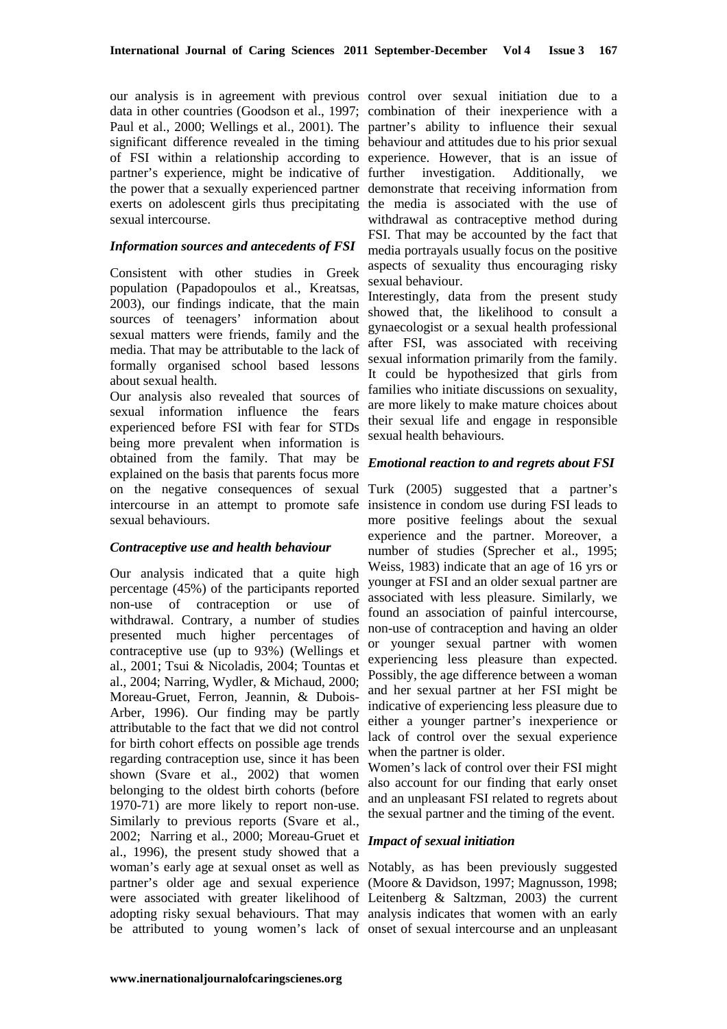our analysis is in agreement with previous data in other countries (Goodson et al., 1997; Paul et al., 2000; Wellings et al., 2001). The significant difference revealed in the timing of FSI within a relationship according to partner's experience, might be indicative of the power that a sexually experienced partner exerts on adolescent girls thus precipitating sexual intercourse.

### *Information sources and antecedents of FSI*

Consistent with other studies in Greek population (Papadopoulos et al., Kreatsas, 2003), our findings indicate, that the main sources of teenagers' information about sexual matters were friends, family and the media. That may be attributable to the lack of formally organised school based lessons about sexual health.

Our analysis also revealed that sources of sexual information influence the fears experienced before FSI with fear for STDs being more prevalent when information is obtained from the family. That may be explained on the basis that parents focus more on the negative consequences of sexual intercourse in an attempt to promote safe sexual behaviours.

### *Contraceptive use and health behaviour*

Our analysis indicated that a quite high percentage (45%) of the participants reported non-use of contraception or use of withdrawal. Contrary, a number of studies presented much higher percentages of contraceptive use (up to 93%) (Wellings et al., 2001; Tsui & Nicoladis, 2004; Tountas et al., 2004; Narring, Wydler, & Michaud, 2000; Moreau-Gruet, Ferron, Jeannin, & Dubois-Arber, 1996). Our finding may be partly attributable to the fact that we did not control for birth cohort effects on possible age trends regarding contraception use, since it has been shown (Svare et al., 2002) that women belonging to the oldest birth cohorts (before 1970-71) are more likely to report non-use. Similarly to previous reports (Svare et al., 2002; Narring et al., 2000; Moreau-Gruet et al., 1996), the present study showed that a woman's early age at sexual onset as well as partner's older age and sexual experience were associated with greater likelihood of adopting risky sexual behaviours. That may be attributed to young women's lack of control over sexual initiation due to a combination of their inexperience with a partner's ability to influence their sexual behaviour and attitudes due to his prior sexual experience. However, that is an issue of further investigation. Additionally, we demonstrate that receiving information from the media is associated with the use of withdrawal as contraceptive method during FSI. That may be accounted by the fact that media portrayals usually focus on the positive aspects of sexuality thus encouraging risky sexual behaviour.

Interestingly, data from the present study showed that, the likelihood to consult a gynaecologist or a sexual health professional after FSI, was associated with receiving sexual information primarily from the family. It could be hypothesized that girls from families who initiate discussions on sexuality, are more likely to make mature choices about their sexual life and engage in responsible sexual health behaviours.

### *Emotional reaction to and regrets about FSI*

Turk (2005) suggested that a partner's insistence in condom use during FSI leads to more positive feelings about the sexual experience and the partner. Moreover, a number of studies (Sprecher et al., 1995; Weiss, 1983) indicate that an age of 16 yrs or younger at FSI and an older sexual partner are associated with less pleasure. Similarly, we found an association of painful intercourse, non-use of contraception and having an older or younger sexual partner with women experiencing less pleasure than expected. Possibly, the age difference between a woman and her sexual partner at her FSI might be indicative of experiencing less pleasure due to either a younger partner's inexperience or lack of control over the sexual experience when the partner is older.

Women's lack of control over their FSI might also account for our finding that early onset and an unpleasant FSI related to regrets about the sexual partner and the timing of the event.

### *Impact of sexual initiation*

Notably, as has been previously suggested (Moore & Davidson, 1997; Magnusson, 1998; Leitenberg & Saltzman, 2003) the current analysis indicates that women with an early onset of sexual intercourse and an unpleasant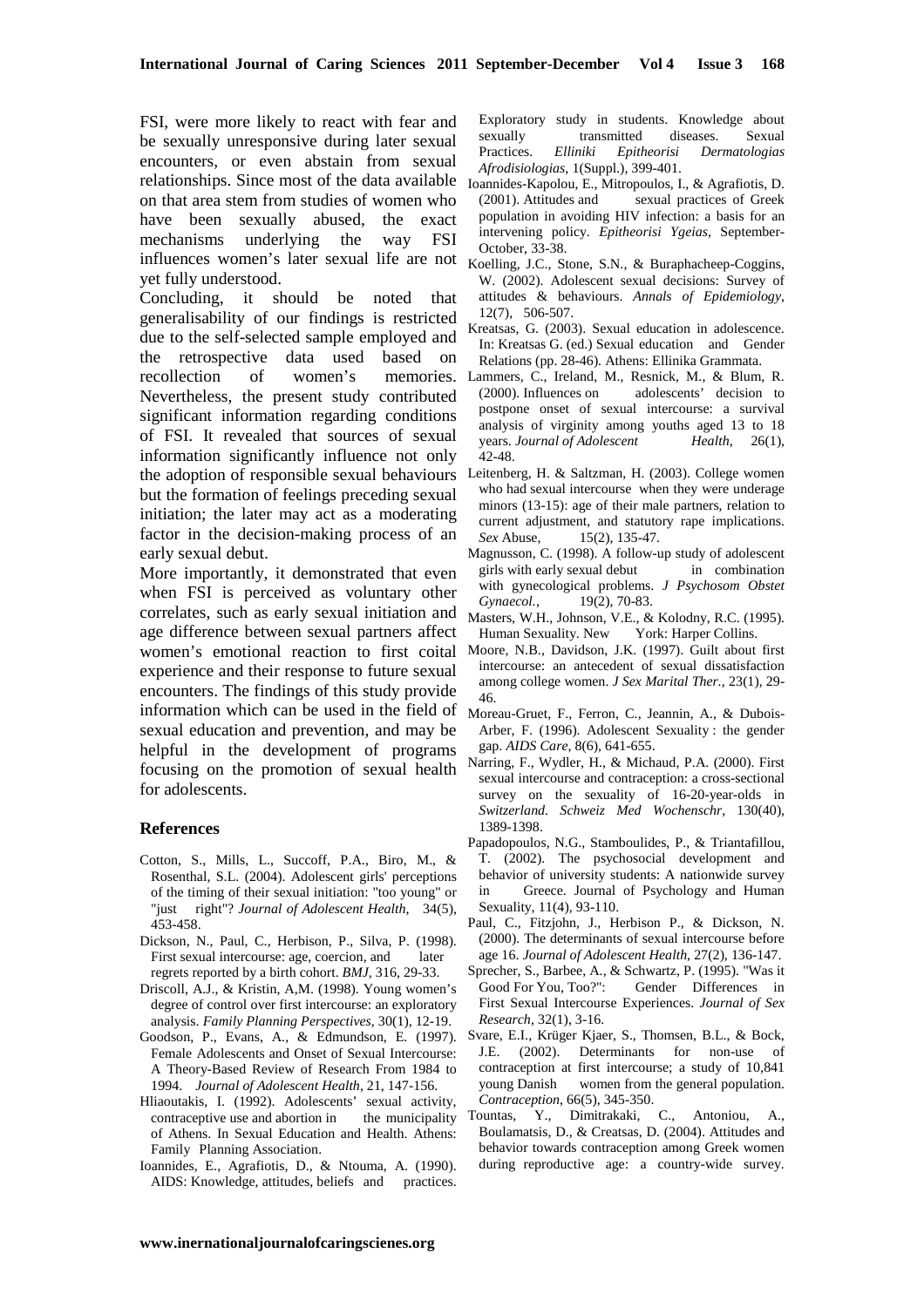FSI, were more likely to react with fear and be sexually unresponsive during later sexual encounters, or even abstain from sexual relationships. Since most of the data available on that area stem from studies of women who have been sexually abused, the exact mechanisms underlying the way FSI influences women's later sexual life are not yet fully understood.

Concluding, it should be noted that generalisability of our findings is restricted due to the self-selected sample employed and the retrospective data used based on recollection of women's memories. Nevertheless, the present study contributed significant information regarding conditions of FSI. It revealed that sources of sexual information significantly influence not only the adoption of responsible sexual behaviours but the formation of feelings preceding sexual initiation; the later may act as a moderating factor in the decision-making process of an early sexual debut.

More importantly, it demonstrated that even when FSI is perceived as voluntary other correlates, such as early sexual initiation and age difference between sexual partners affect women's emotional reaction to first coital experience and their response to future sexual encounters. The findings of this study provide information which can be used in the field of sexual education and prevention, and may be helpful in the development of programs focusing on the promotion of sexual health for adolescents.

## References

Cotton, S., Mills, L., Succoff, P.A., Biro, M., & Rosenthal, S.L. (2004). Adolescent girls' perceptions of the timing of their sexual initiation: "too young" or "just right"? *Journal of Adolescent Health*, 34(5), 453-458.

Dickson, N., Paul, C., Herbison, P., Silva, P. (1998). First sexual intercourse: age, coercion, and later regrets reported by a birth cohort. *BMJ*, 316, 29-33.

Driscoll, A.J., & Kristin, A,M. (1998). Young women's degree of control over first intercourse: an exploratory analysis. *Family Planning Perspectives*, 30(1), 12-19.

Goodson, P., Evans, A., & Edmundson, E. (1997). Female Adolescents and Onset of Sexual Intercourse: A Theory-Based Review of Research From 1984 to 1994. *Journal of Adolescent Health*, 21, 147-156.

Hliaoutakis, I. (1992). Adolescents' sexual activity, contraceptive use and abortion in the municipality of Athens. In Sexual Education and Health. Athens: Family Planning Association.

Ioannides, E., Agrafiotis, D., & Ntouma, A. (1990). AIDS: Knowledge, attitudes, beliefs and practices. Exploratory study in students. Knowledge about sexually transmitted diseases. Sexual Practices. *Elliniki Epitheorisi Dermatologias Afrodisiologias*, 1(Suppl.), 399-401.

Ioannides-Kapolou, E., Mitropoulos, I., & Agrafiotis, D. (2001). Attitudes and sexual practices of Greek population in avoiding HIV infection: a basis for an intervening policy. *Epitheorisi Ygeias*, September-October, 33-38.

Koelling, J.C., Stone, S.N., & Buraphacheep-Coggins, W. (2002). Adolescent sexual decisions: Survey of attitudes & behaviours. *Annals of Epidemiology*, 12(7), 506-507.

Kreatsas, G. (2003). Sexual education in adolescence. In: Kreatsas G. (ed.) Sexual education and Gender Relations (pp. 28-46). Athens: Ellinika Grammata.

Lammers, C., Ireland, M., Resnick, M., & Blum, R. (2000). Influences on adolescents' decision to postpone onset of sexual intercourse: a survival analysis of virginity among youths aged 13 to 18 years. *Journal of Adolescent Health*, 26(1), 42-48.

Leitenberg, H. & Saltzman, H. (2003). College women who had sexual intercourse when they were underage minors (13-15): age of their male partners, relation to current adjustment, and statutory rape implications. *Sex* Abuse, 15(2), 135-47.

Magnusson, C. (1998). A follow-up study of adolescent girls with early sexual debut in combination with gynecological problems. *J Psychosom Obstet Gynaecol.*, 19(2), 70-83.

Masters, W.H., Johnson, V.E., & Kolodny, R.C. (1995). Human Sexuality. New York: Harper Collins.

Moore, N.B., Davidson, J.K. (1997). Guilt about first intercourse: an antecedent of sexual dissatisfaction among college women. *J Sex Marital Ther.*, 23(1), 29-46.

Moreau-Gruet, F., Ferron, C., Jeannin, A., & Dubois-Arber, F. (1996). Adolescent Sexuality : the gender gap. *AIDS Care*, 8(6), 641-655.

Narring, F., Wydler, H., & Michaud, P.A. (2000). First sexual intercourse and contraception: a cross-sectional survey on the sexuality of 16-20-year-olds in *Switzerland. Schweiz Med Wochenschr*, 130(40), 1389-1398.

Papadopoulos, N.G., Stamboulides, P., & Triantafillou, T. (2002). The psychosocial development and behavior of university students: A nationwide survey in Greece. Journal of Psychology and Human Sexuality, 11(4), 93-110.

Paul, C., Fitzjohn, J., Herbison P., & Dickson, N. (2000). The determinants of sexual intercourse before age 16. *Journal of Adolescent Health*, 27(2), 136-147.

Sprecher, S., Barbee, A., & Schwartz, P. (1995). "Was it Good For You, Too?": Gender Differences in First Sexual Intercourse Experiences. *Journal of Sex Research*, 32(1), 3-16.

Svare, E.I., Krüger Kjaer, S., Thomsen, B.L., & Bock, J.E. (2002). Determinants for non-use of contraception at first intercourse; a study of 10,841 young Danish women from the general population. *Contraception*, 66(5), 345-350.

Tountas, Y., Dimitrakaki, C., Antoniou, A., Boulamatsis, D., & Creatsas, D. (2004). Attitudes and behavior towards contraception among Greek women during reproductive age: a country-wide survey.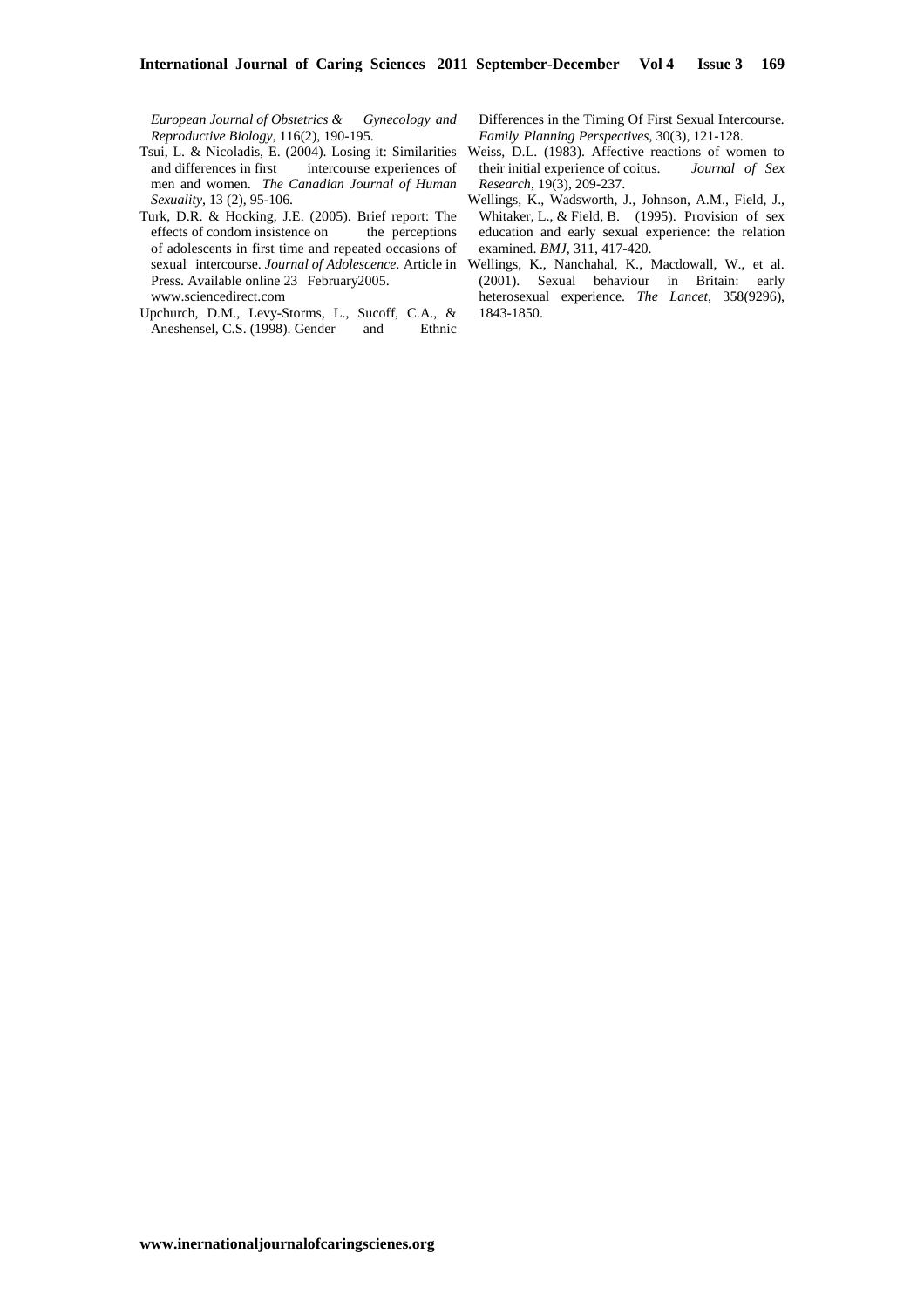*European Journal of Obstetrics & Gynecology and Reproductive Biology*, 116(2), 190-195.

Tsui, L. & Nicoladis, E. (2004). Losing it: Similarities and differences in first intercourse experiences of men and women. *The Canadian Journal of Human Sexuality*, 13 (2), 95-106.

Turk, D.R. & Hocking, J.E. (2005). Brief report: The effects of condom insistence on the perceptions of adolescents in first time and repeated occasions of sexual intercourse. *Journal of Adolescence*. Article in Press. Available online 23 February2005. www.sciencedirect.com

Upchurch, D.M., Levy-Storms, L., Sucoff, C.A., & Aneshensel, C.S. (1998). Gender and Ethnic Differences in the Timing Of First Sexual Intercourse. *Family Planning Perspectives*, 30(3), 121-128.

Weiss, D.L. (1983). Affective reactions of women to their initial experience of coitus. *Journal of Sex Research*, 19(3), 209-237.

Wellings, K., Wadsworth, J., Johnson, A.M., Field, J., Whitaker, L., & Field, B. (1995). Provision of sex education and early sexual experience: the relation examined. *BMJ*, 311, 417-420.

Wellings, K., Nanchahal, K., Macdowall, W., et al. (2001). Sexual behaviour in Britain: early heterosexual experience. *The Lancet*, 358(9296), 1843-1850.